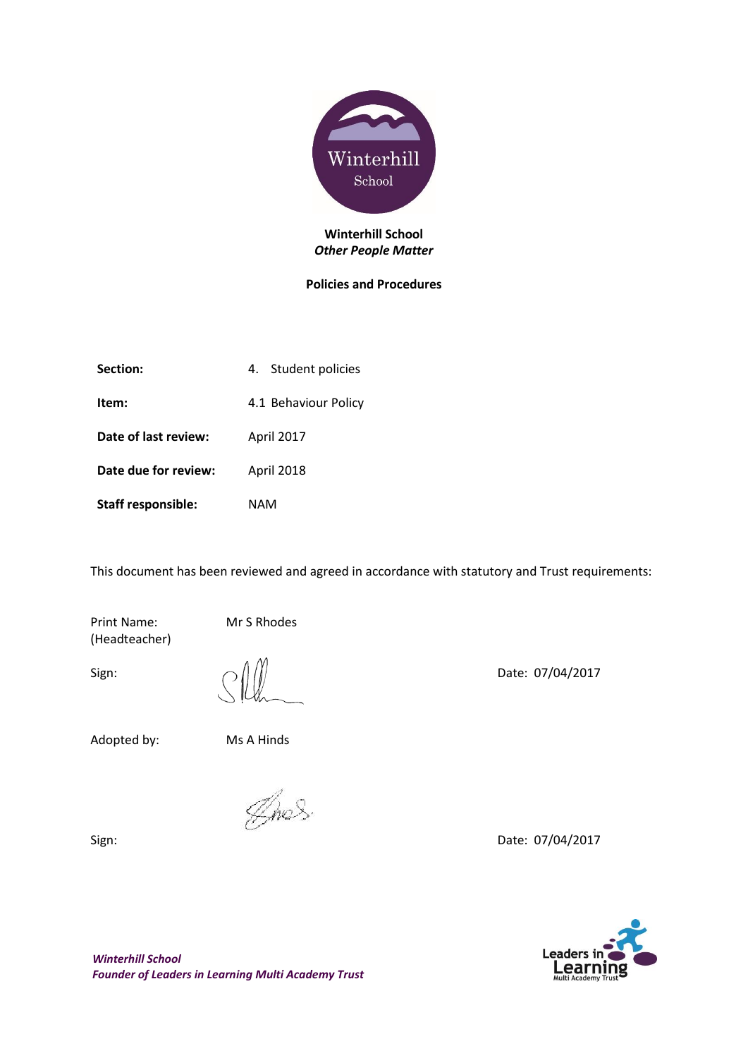**Winterhill School**
***Other People Matter***

**Policies and Procedures**

| | |
|---|---|
| **Section:** | 4. Student policies |
| **Item:** | 4.1 Behaviour Policy |
| **Date of last review:** | April 2017 |
| **Date due for review:** | April 2018 |
| **Staff responsible:** | NAM |

This document has been reviewed and agreed in accordance with statutory and Trust requirements:

Print Name: (Headteacher) Mr S Rhodes

Sign: Date: 07/04/2017

Adopted by: Ms A Hinds

Sign: Date: 07/04/2017

***Winterhill School***
***Founder of Leaders in Learning Multi Academy Trust***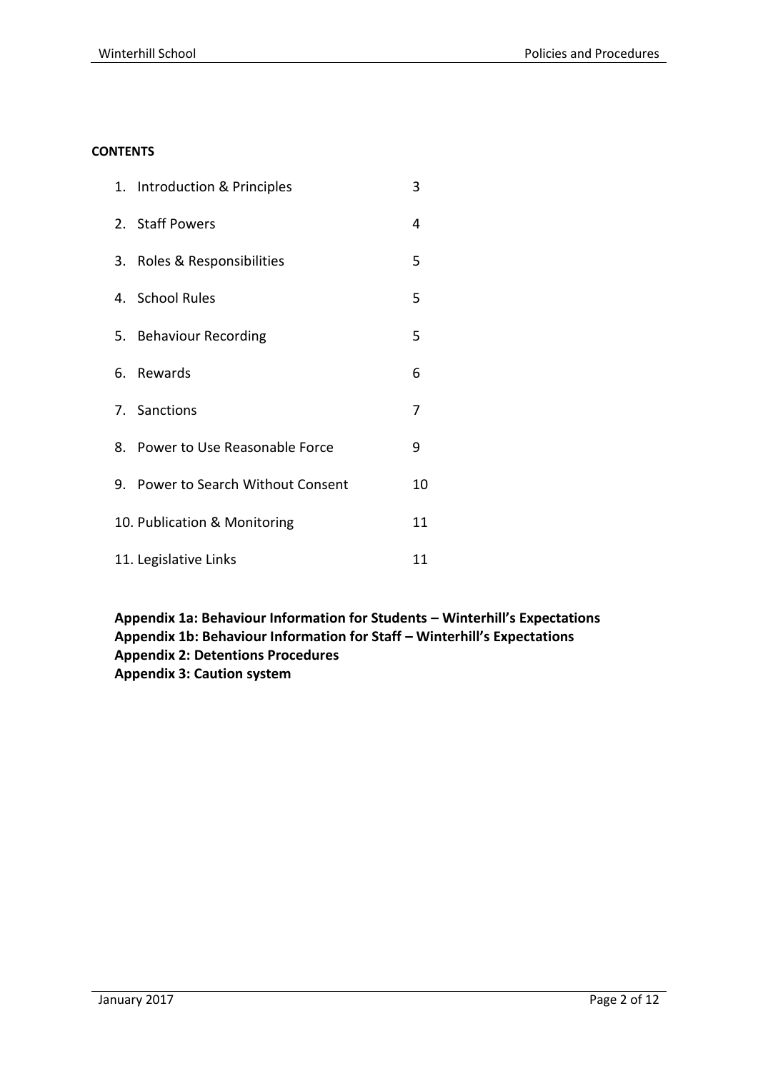**CONTENTS**

| | |
|---|---|
| 1. Introduction & Principles | 3 |
| 2. Staff Powers | 4 |
| 3. Roles & Responsibilities | 5 |
| 4. School Rules | 5 |
| 5. Behaviour Recording | 5 |
| 6. Rewards | 6 |
| 7. Sanctions | 7 |
| 8. Power to Use Reasonable Force | 9 |
| 9. Power to Search Without Consent | 10 |
| 10. Publication & Monitoring | 11 |
| 11. Legislative Links | 11 |

**Appendix 1a: Behaviour Information for Students – Winterhill's Expectations**
**Appendix 1b: Behaviour Information for Staff – Winterhill's Expectations**
**Appendix 2: Detentions Procedures**
**Appendix 3: Caution system**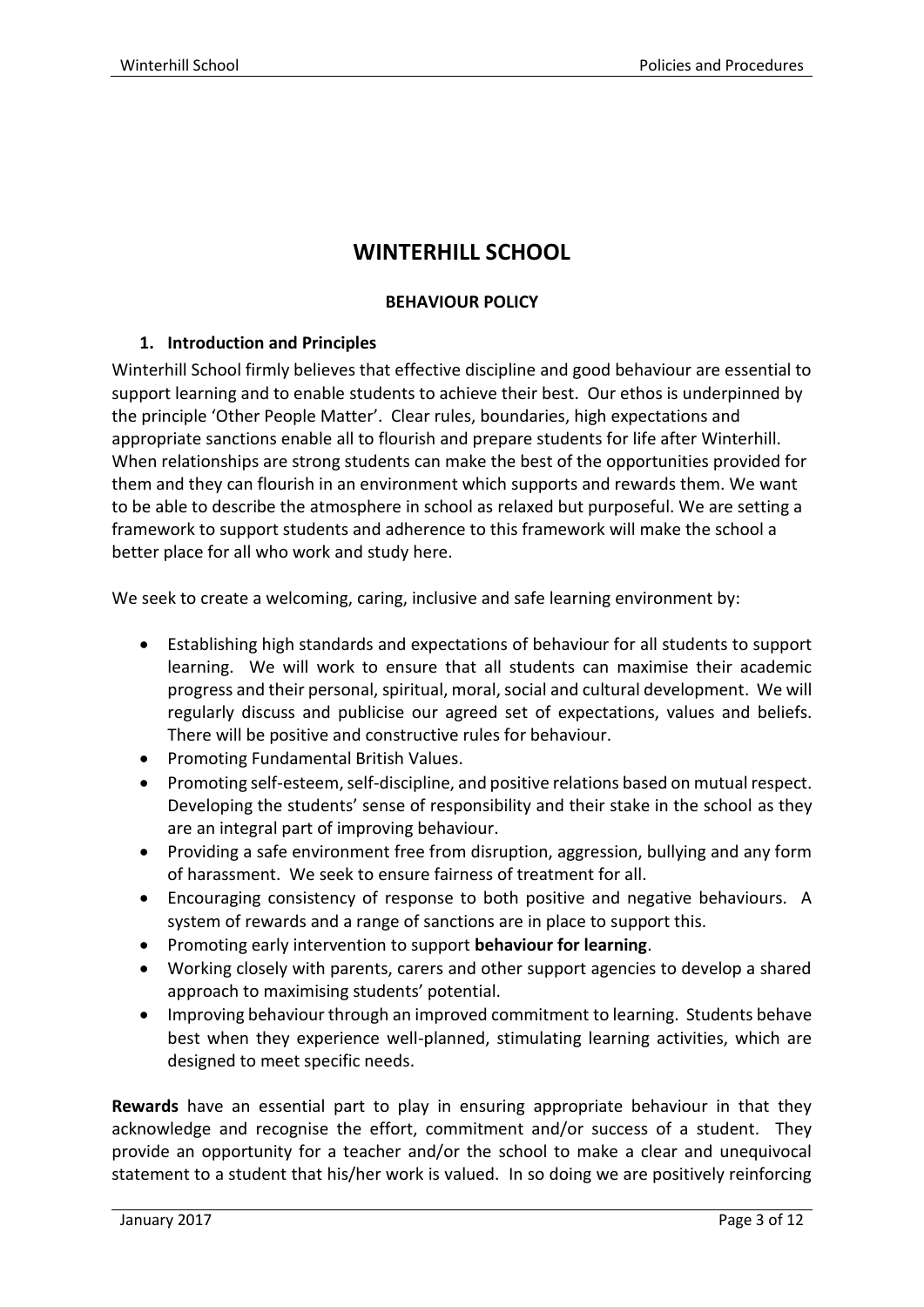# WINTERHILL SCHOOL

**BEHAVIOUR POLICY**

## 1. Introduction and Principles

Winterhill School firmly believes that effective discipline and good behaviour are essential to support learning and to enable students to achieve their best. Our ethos is underpinned by the principle 'Other People Matter'. Clear rules, boundaries, high expectations and appropriate sanctions enable all to flourish and prepare students for life after Winterhill. When relationships are strong students can make the best of the opportunities provided for them and they can flourish in an environment which supports and rewards them. We want to be able to describe the atmosphere in school as relaxed but purposeful. We are setting a framework to support students and adherence to this framework will make the school a better place for all who work and study here.

We seek to create a welcoming, caring, inclusive and safe learning environment by:

- Establishing high standards and expectations of behaviour for all students to support learning. We will work to ensure that all students can maximise their academic progress and their personal, spiritual, moral, social and cultural development. We will regularly discuss and publicise our agreed set of expectations, values and beliefs. There will be positive and constructive rules for behaviour.
- Promoting Fundamental British Values.
- Promoting self-esteem, self-discipline, and positive relations based on mutual respect. Developing the students' sense of responsibility and their stake in the school as they are an integral part of improving behaviour.
- Providing a safe environment free from disruption, aggression, bullying and any form of harassment. We seek to ensure fairness of treatment for all.
- Encouraging consistency of response to both positive and negative behaviours. A system of rewards and a range of sanctions are in place to support this.
- Promoting early intervention to support **behaviour for learning**.
- Working closely with parents, carers and other support agencies to develop a shared approach to maximising students' potential.
- Improving behaviour through an improved commitment to learning. Students behave best when they experience well-planned, stimulating learning activities, which are designed to meet specific needs.

**Rewards** have an essential part to play in ensuring appropriate behaviour in that they acknowledge and recognise the effort, commitment and/or success of a student. They provide an opportunity for a teacher and/or the school to make a clear and unequivocal statement to a student that his/her work is valued. In so doing we are positively reinforcing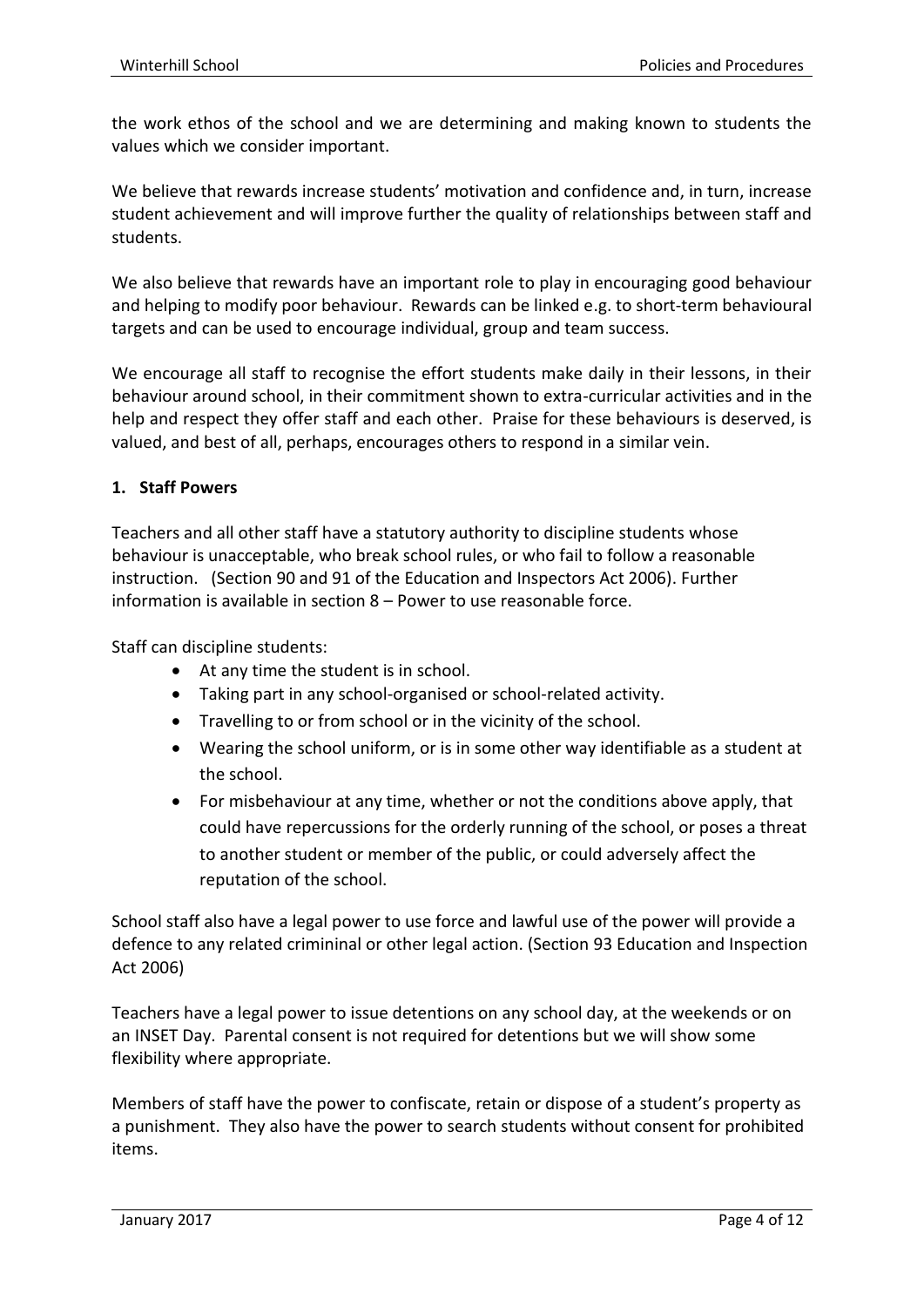the work ethos of the school and we are determining and making known to students the values which we consider important.

We believe that rewards increase students' motivation and confidence and, in turn, increase student achievement and will improve further the quality of relationships between staff and students.

We also believe that rewards have an important role to play in encouraging good behaviour and helping to modify poor behaviour. Rewards can be linked e.g. to short-term behavioural targets and can be used to encourage individual, group and team success.

We encourage all staff to recognise the effort students make daily in their lessons, in their behaviour around school, in their commitment shown to extra-curricular activities and in the help and respect they offer staff and each other. Praise for these behaviours is deserved, is valued, and best of all, perhaps, encourages others to respond in a similar vein.

## 1. Staff Powers

Teachers and all other staff have a statutory authority to discipline students whose behaviour is unacceptable, who break school rules, or who fail to follow a reasonable instruction. (Section 90 and 91 of the Education and Inspectors Act 2006). Further information is available in section 8 – Power to use reasonable force.

Staff can discipline students:

- At any time the student is in school.
- Taking part in any school-organised or school-related activity.
- Travelling to or from school or in the vicinity of the school.
- Wearing the school uniform, or is in some other way identifiable as a student at the school.
- For misbehaviour at any time, whether or not the conditions above apply, that could have repercussions for the orderly running of the school, or poses a threat to another student or member of the public, or could adversely affect the reputation of the school.

School staff also have a legal power to use force and lawful use of the power will provide a defence to any related crimininal or other legal action. (Section 93 Education and Inspection Act 2006)

Teachers have a legal power to issue detentions on any school day, at the weekends or on an INSET Day. Parental consent is not required for detentions but we will show some flexibility where appropriate.

Members of staff have the power to confiscate, retain or dispose of a student's property as a punishment. They also have the power to search students without consent for prohibited items.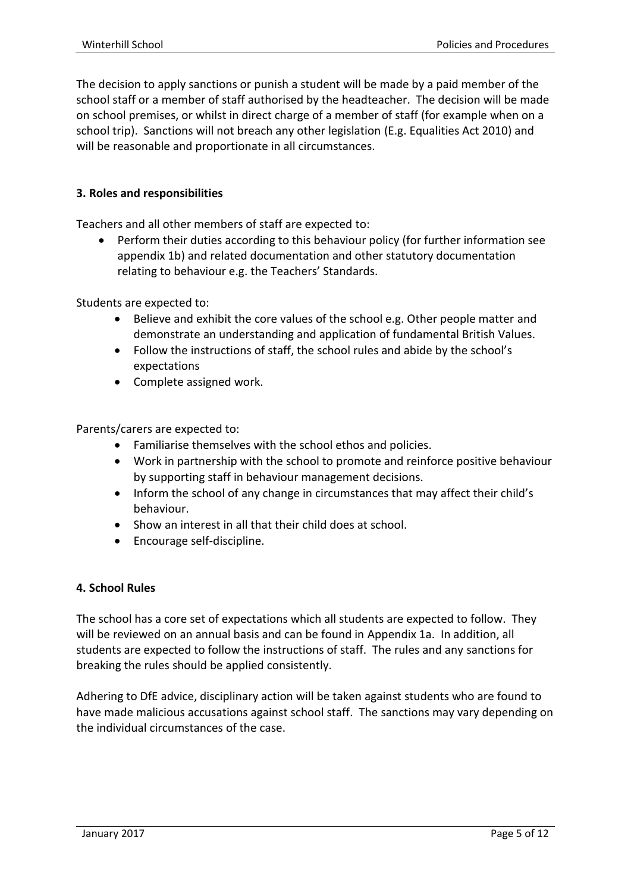The decision to apply sanctions or punish a student will be made by a paid member of the school staff or a member of staff authorised by the headteacher. The decision will be made on school premises, or whilst in direct charge of a member of staff (for example when on a school trip). Sanctions will not breach any other legislation (E.g. Equalities Act 2010) and will be reasonable and proportionate in all circumstances.

### 3. Roles and responsibilities

Teachers and all other members of staff are expected to:

- Perform their duties according to this behaviour policy (for further information see appendix 1b) and related documentation and other statutory documentation relating to behaviour e.g. the Teachers' Standards.

Students are expected to:

- Believe and exhibit the core values of the school e.g. Other people matter and demonstrate an understanding and application of fundamental British Values.
- Follow the instructions of staff, the school rules and abide by the school's expectations
- Complete assigned work.

Parents/carers are expected to:

- Familiarise themselves with the school ethos and policies.
- Work in partnership with the school to promote and reinforce positive behaviour by supporting staff in behaviour management decisions.
- Inform the school of any change in circumstances that may affect their child's behaviour.
- Show an interest in all that their child does at school.
- Encourage self-discipline.

### 4. School Rules

The school has a core set of expectations which all students are expected to follow. They will be reviewed on an annual basis and can be found in Appendix 1a. In addition, all students are expected to follow the instructions of staff. The rules and any sanctions for breaking the rules should be applied consistently.

Adhering to DfE advice, disciplinary action will be taken against students who are found to have made malicious accusations against school staff. The sanctions may vary depending on the individual circumstances of the case.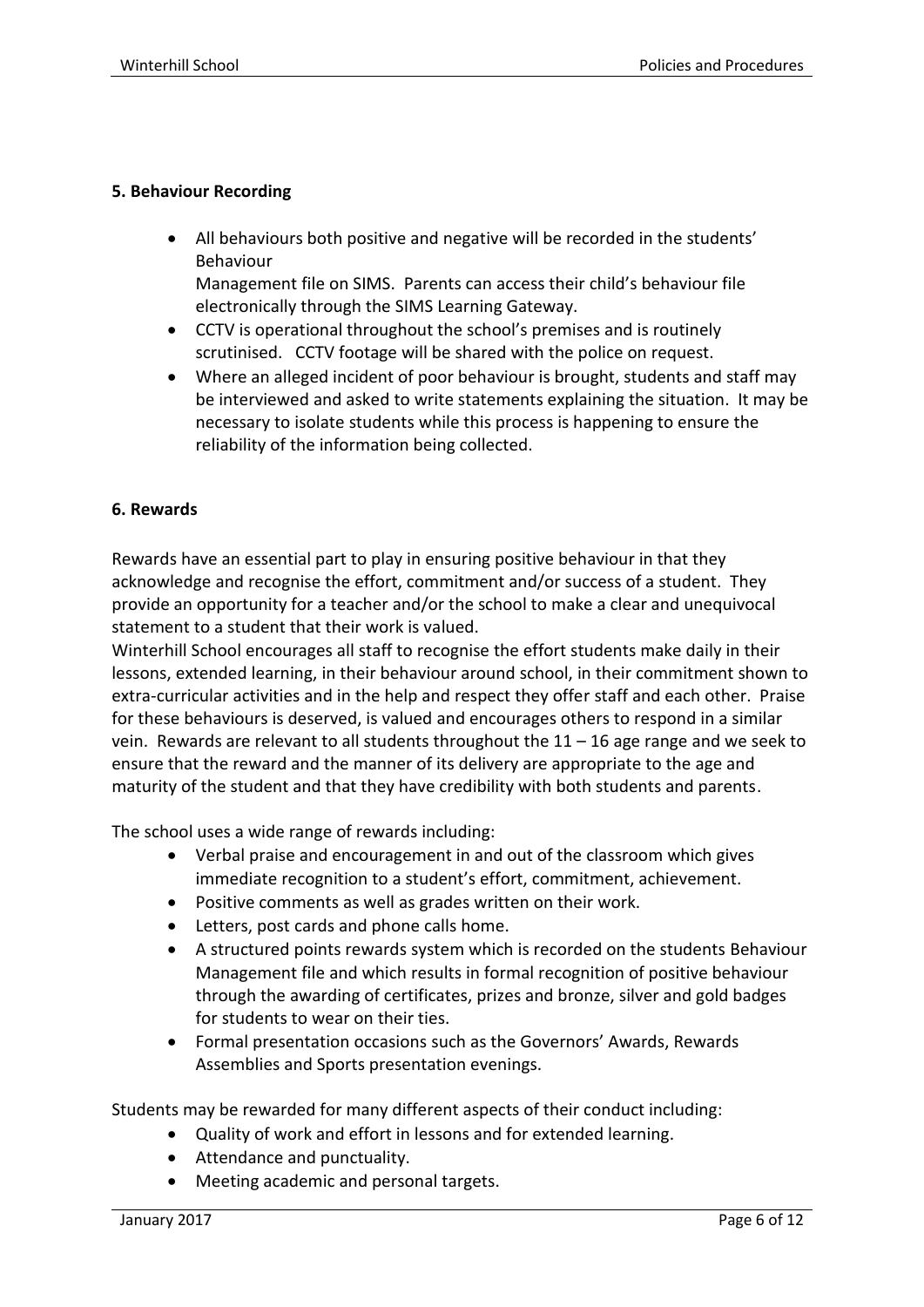## 5. Behaviour Recording

- All behaviours both positive and negative will be recorded in the students' Behaviour Management file on SIMS. Parents can access their child's behaviour file electronically through the SIMS Learning Gateway.
- CCTV is operational throughout the school's premises and is routinely scrutinised. CCTV footage will be shared with the police on request.
- Where an alleged incident of poor behaviour is brought, students and staff may be interviewed and asked to write statements explaining the situation. It may be necessary to isolate students while this process is happening to ensure the reliability of the information being collected.

## 6. Rewards

Rewards have an essential part to play in ensuring positive behaviour in that they acknowledge and recognise the effort, commitment and/or success of a student. They provide an opportunity for a teacher and/or the school to make a clear and unequivocal statement to a student that their work is valued.

Winterhill School encourages all staff to recognise the effort students make daily in their lessons, extended learning, in their behaviour around school, in their commitment shown to extra-curricular activities and in the help and respect they offer staff and each other. Praise for these behaviours is deserved, is valued and encourages others to respond in a similar vein. Rewards are relevant to all students throughout the 11 – 16 age range and we seek to ensure that the reward and the manner of its delivery are appropriate to the age and maturity of the student and that they have credibility with both students and parents.

The school uses a wide range of rewards including:

- Verbal praise and encouragement in and out of the classroom which gives immediate recognition to a student's effort, commitment, achievement.
- Positive comments as well as grades written on their work.
- Letters, post cards and phone calls home.
- A structured points rewards system which is recorded on the students Behaviour Management file and which results in formal recognition of positive behaviour through the awarding of certificates, prizes and bronze, silver and gold badges for students to wear on their ties.
- Formal presentation occasions such as the Governors' Awards, Rewards Assemblies and Sports presentation evenings.

Students may be rewarded for many different aspects of their conduct including:

- Quality of work and effort in lessons and for extended learning.
- Attendance and punctuality.
- Meeting academic and personal targets.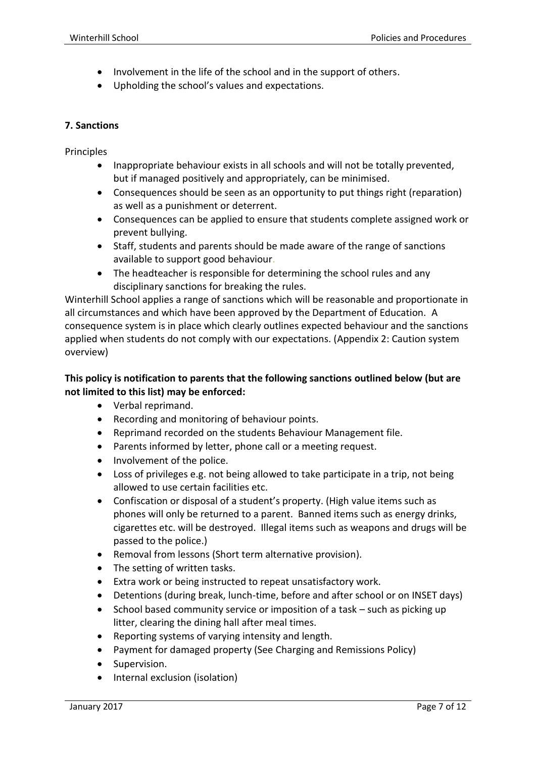- Involvement in the life of the school and in the support of others.
- Upholding the school's values and expectations.

## 7. Sanctions

Principles

- Inappropriate behaviour exists in all schools and will not be totally prevented, but if managed positively and appropriately, can be minimised.
- Consequences should be seen as an opportunity to put things right (reparation) as well as a punishment or deterrent.
- Consequences can be applied to ensure that students complete assigned work or prevent bullying.
- Staff, students and parents should be made aware of the range of sanctions available to support good behaviour.
- The headteacher is responsible for determining the school rules and any disciplinary sanctions for breaking the rules.

Winterhill School applies a range of sanctions which will be reasonable and proportionate in all circumstances and which have been approved by the Department of Education. A consequence system is in place which clearly outlines expected behaviour and the sanctions applied when students do not comply with our expectations. (Appendix 2: Caution system overview)

**This policy is notification to parents that the following sanctions outlined below (but are not limited to this list) may be enforced:**

- Verbal reprimand.
- Recording and monitoring of behaviour points.
- Reprimand recorded on the students Behaviour Management file.
- Parents informed by letter, phone call or a meeting request.
- Involvement of the police.
- Loss of privileges e.g. not being allowed to take participate in a trip, not being allowed to use certain facilities etc.
- Confiscation or disposal of a student's property. (High value items such as phones will only be returned to a parent. Banned items such as energy drinks, cigarettes etc. will be destroyed. Illegal items such as weapons and drugs will be passed to the police.)
- Removal from lessons (Short term alternative provision).
- The setting of written tasks.
- Extra work or being instructed to repeat unsatisfactory work.
- Detentions (during break, lunch-time, before and after school or on INSET days)
- School based community service or imposition of a task – such as picking up litter, clearing the dining hall after meal times.
- Reporting systems of varying intensity and length.
- Payment for damaged property (See Charging and Remissions Policy)
- Supervision.
- Internal exclusion (isolation)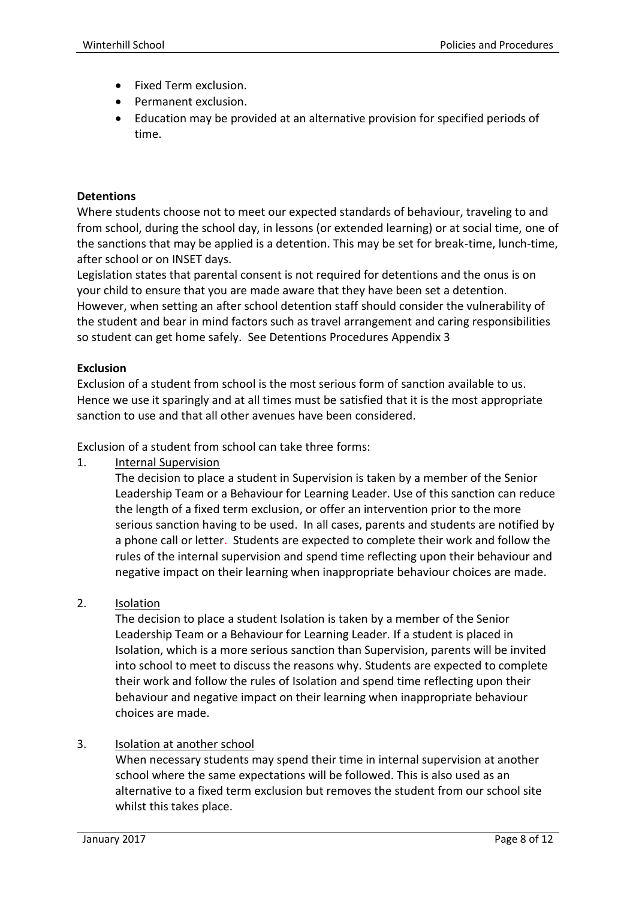- Fixed Term exclusion.
- Permanent exclusion.
- Education may be provided at an alternative provision for specified periods of time.

**Detentions**

Where students choose not to meet our expected standards of behaviour, traveling to and from school, during the school day, in lessons (or extended learning) or at social time, one of the sanctions that may be applied is a detention. This may be set for break-time, lunch-time, after school or on INSET days.

Legislation states that parental consent is not required for detentions and the onus is on your child to ensure that you are made aware that they have been set a detention. However, when setting an after school detention staff should consider the vulnerability of the student and bear in mind factors such as travel arrangement and caring responsibilities so student can get home safely. See Detentions Procedures Appendix 3

**Exclusion**

Exclusion of a student from school is the most serious form of sanction available to us. Hence we use it sparingly and at all times must be satisfied that it is the most appropriate sanction to use and that all other avenues have been considered.

Exclusion of a student from school can take three forms:

1. Internal Supervision

   The decision to place a student in Supervision is taken by a member of the Senior Leadership Team or a Behaviour for Learning Leader. Use of this sanction can reduce the length of a fixed term exclusion, or offer an intervention prior to the more serious sanction having to be used. In all cases, parents and students are notified by a phone call or letter. Students are expected to complete their work and follow the rules of the internal supervision and spend time reflecting upon their behaviour and negative impact on their learning when inappropriate behaviour choices are made.

2. Isolation

   The decision to place a student Isolation is taken by a member of the Senior Leadership Team or a Behaviour for Learning Leader. If a student is placed in Isolation, which is a more serious sanction than Supervision, parents will be invited into school to meet to discuss the reasons why. Students are expected to complete their work and follow the rules of Isolation and spend time reflecting upon their behaviour and negative impact on their learning when inappropriate behaviour choices are made.

3. Isolation at another school

   When necessary students may spend their time in internal supervision at another school where the same expectations will be followed. This is also used as an alternative to a fixed term exclusion but removes the student from our school site whilst this takes place.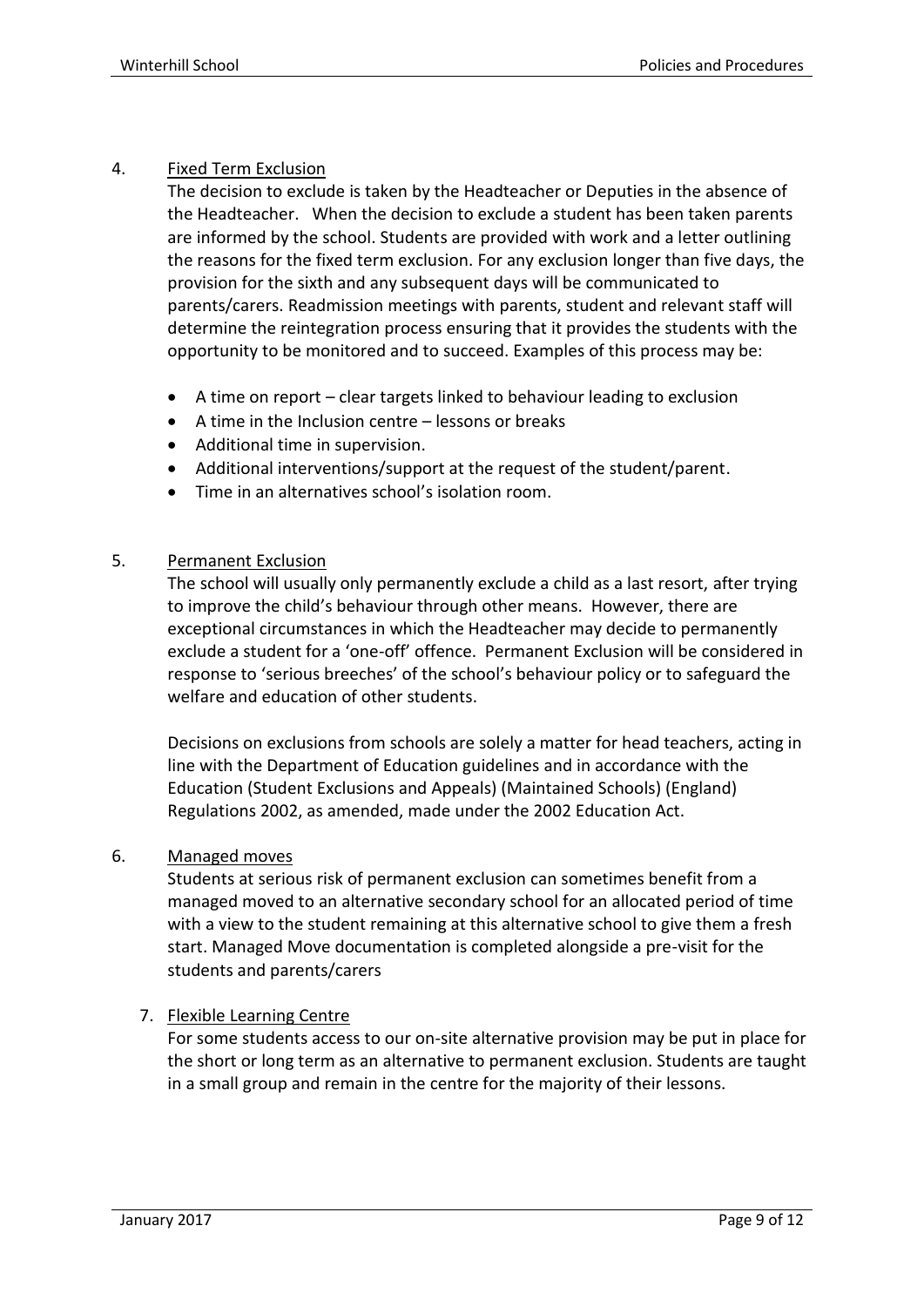## 4. <u>Fixed Term Exclusion</u>

The decision to exclude is taken by the Headteacher or Deputies in the absence of the Headteacher. When the decision to exclude a student has been taken parents are informed by the school. Students are provided with work and a letter outlining the reasons for the fixed term exclusion. For any exclusion longer than five days, the provision for the sixth and any subsequent days will be communicated to parents/carers. Readmission meetings with parents, student and relevant staff will determine the reintegration process ensuring that it provides the students with the opportunity to be monitored and to succeed. Examples of this process may be:

- A time on report – clear targets linked to behaviour leading to exclusion
- A time in the Inclusion centre – lessons or breaks
- Additional time in supervision.
- Additional interventions/support at the request of the student/parent.
- Time in an alternatives school's isolation room.

## 5. <u>Permanent Exclusion</u>

The school will usually only permanently exclude a child as a last resort, after trying to improve the child's behaviour through other means. However, there are exceptional circumstances in which the Headteacher may decide to permanently exclude a student for a 'one-off' offence. Permanent Exclusion will be considered in response to 'serious breeches' of the school's behaviour policy or to safeguard the welfare and education of other students.

Decisions on exclusions from schools are solely a matter for head teachers, acting in line with the Department of Education guidelines and in accordance with the Education (Student Exclusions and Appeals) (Maintained Schools) (England) Regulations 2002, as amended, made under the 2002 Education Act.

## 6. <u>Managed moves</u>

Students at serious risk of permanent exclusion can sometimes benefit from a managed moved to an alternative secondary school for an allocated period of time with a view to the student remaining at this alternative school to give them a fresh start. Managed Move documentation is completed alongside a pre-visit for the students and parents/carers

## 7. <u>Flexible Learning Centre</u>

For some students access to our on-site alternative provision may be put in place for the short or long term as an alternative to permanent exclusion. Students are taught in a small group and remain in the centre for the majority of their lessons.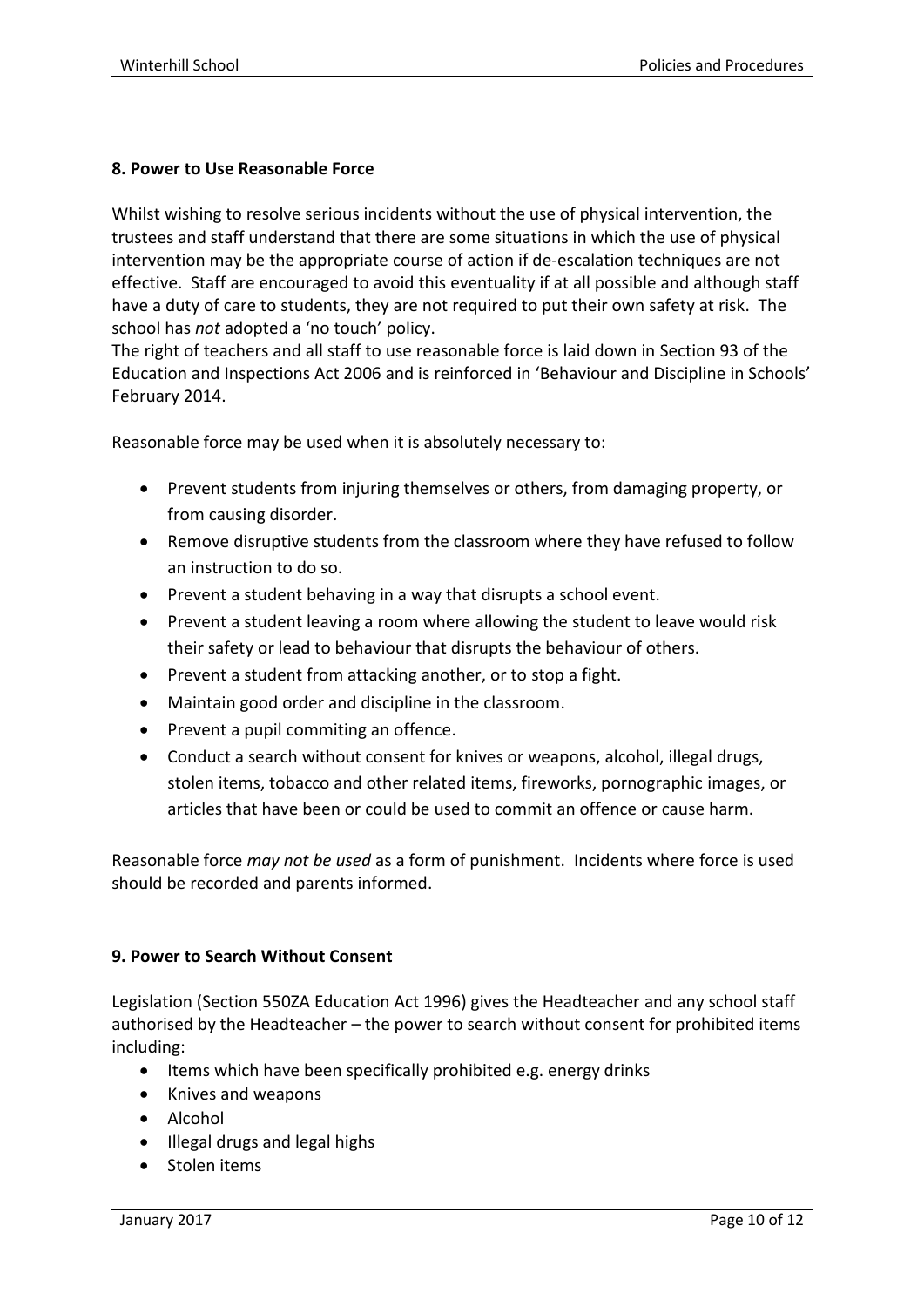## 8. Power to Use Reasonable Force

Whilst wishing to resolve serious incidents without the use of physical intervention, the trustees and staff understand that there are some situations in which the use of physical intervention may be the appropriate course of action if de-escalation techniques are not effective. Staff are encouraged to avoid this eventuality if at all possible and although staff have a duty of care to students, they are not required to put their own safety at risk. The school has *not* adopted a 'no touch' policy.

The right of teachers and all staff to use reasonable force is laid down in Section 93 of the Education and Inspections Act 2006 and is reinforced in 'Behaviour and Discipline in Schools' February 2014.

Reasonable force may be used when it is absolutely necessary to:

- Prevent students from injuring themselves or others, from damaging property, or from causing disorder.
- Remove disruptive students from the classroom where they have refused to follow an instruction to do so.
- Prevent a student behaving in a way that disrupts a school event.
- Prevent a student leaving a room where allowing the student to leave would risk their safety or lead to behaviour that disrupts the behaviour of others.
- Prevent a student from attacking another, or to stop a fight.
- Maintain good order and discipline in the classroom.
- Prevent a pupil commiting an offence.
- Conduct a search without consent for knives or weapons, alcohol, illegal drugs, stolen items, tobacco and other related items, fireworks, pornographic images, or articles that have been or could be used to commit an offence or cause harm.

Reasonable force *may not be used* as a form of punishment. Incidents where force is used should be recorded and parents informed.

## 9. Power to Search Without Consent

Legislation (Section 550ZA Education Act 1996) gives the Headteacher and any school staff authorised by the Headteacher – the power to search without consent for prohibited items including:

- Items which have been specifically prohibited e.g. energy drinks
- Knives and weapons
- Alcohol
- Illegal drugs and legal highs
- Stolen items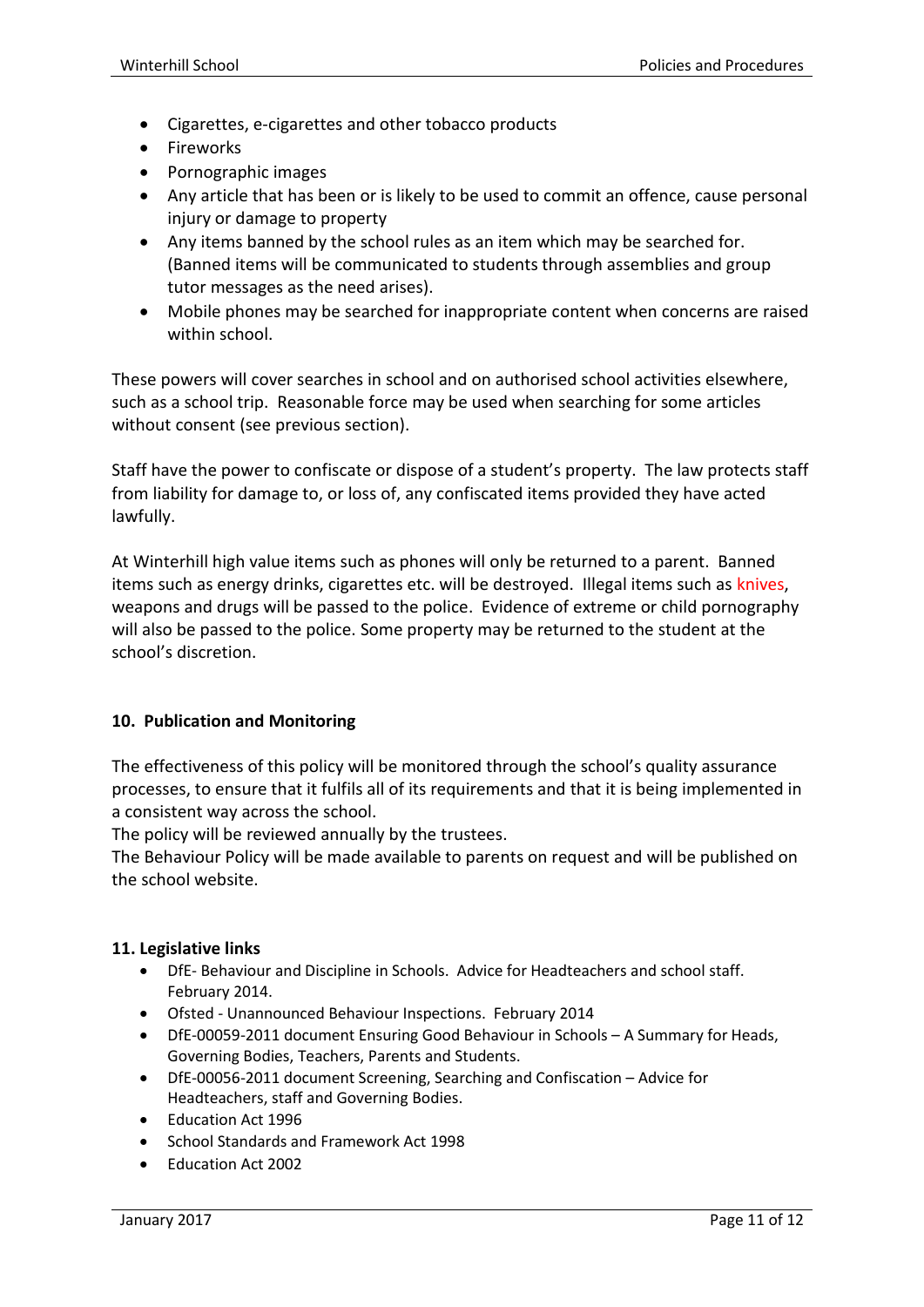- Cigarettes, e-cigarettes and other tobacco products
- Fireworks
- Pornographic images
- Any article that has been or is likely to be used to commit an offence, cause personal injury or damage to property
- Any items banned by the school rules as an item which may be searched for. (Banned items will be communicated to students through assemblies and group tutor messages as the need arises).
- Mobile phones may be searched for inappropriate content when concerns are raised within school.

These powers will cover searches in school and on authorised school activities elsewhere, such as a school trip. Reasonable force may be used when searching for some articles without consent (see previous section).

Staff have the power to confiscate or dispose of a student's property. The law protects staff from liability for damage to, or loss of, any confiscated items provided they have acted lawfully.

At Winterhill high value items such as phones will only be returned to a parent. Banned items such as energy drinks, cigarettes etc. will be destroyed. Illegal items such as knives, weapons and drugs will be passed to the police. Evidence of extreme or child pornography will also be passed to the police. Some property may be returned to the student at the school's discretion.

**10. Publication and Monitoring**

The effectiveness of this policy will be monitored through the school's quality assurance processes, to ensure that it fulfils all of its requirements and that it is being implemented in a consistent way across the school.
The policy will be reviewed annually by the trustees.
The Behaviour Policy will be made available to parents on request and will be published on the school website.

**11. Legislative links**

- DfE- Behaviour and Discipline in Schools. Advice for Headteachers and school staff. February 2014.
- Ofsted - Unannounced Behaviour Inspections. February 2014
- DfE-00059-2011 document Ensuring Good Behaviour in Schools – A Summary for Heads, Governing Bodies, Teachers, Parents and Students.
- DfE-00056-2011 document Screening, Searching and Confiscation – Advice for Headteachers, staff and Governing Bodies.
- Education Act 1996
- School Standards and Framework Act 1998
- Education Act 2002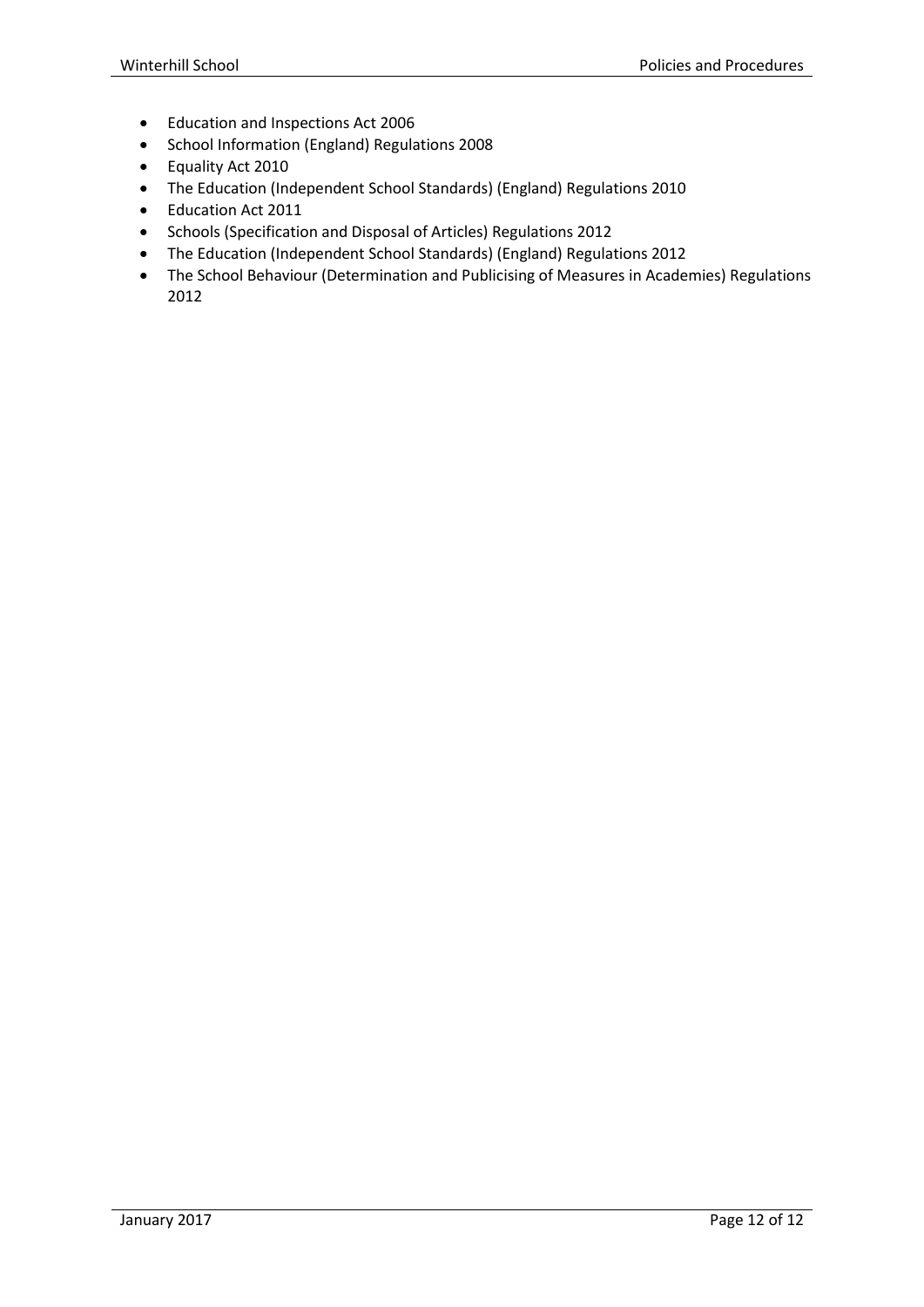- Education and Inspections Act 2006
- School Information (England) Regulations 2008
- Equality Act 2010
- The Education (Independent School Standards) (England) Regulations 2010
- Education Act 2011
- Schools (Specification and Disposal of Articles) Regulations 2012
- The Education (Independent School Standards) (England) Regulations 2012
- The School Behaviour (Determination and Publicising of Measures in Academies) Regulations 2012